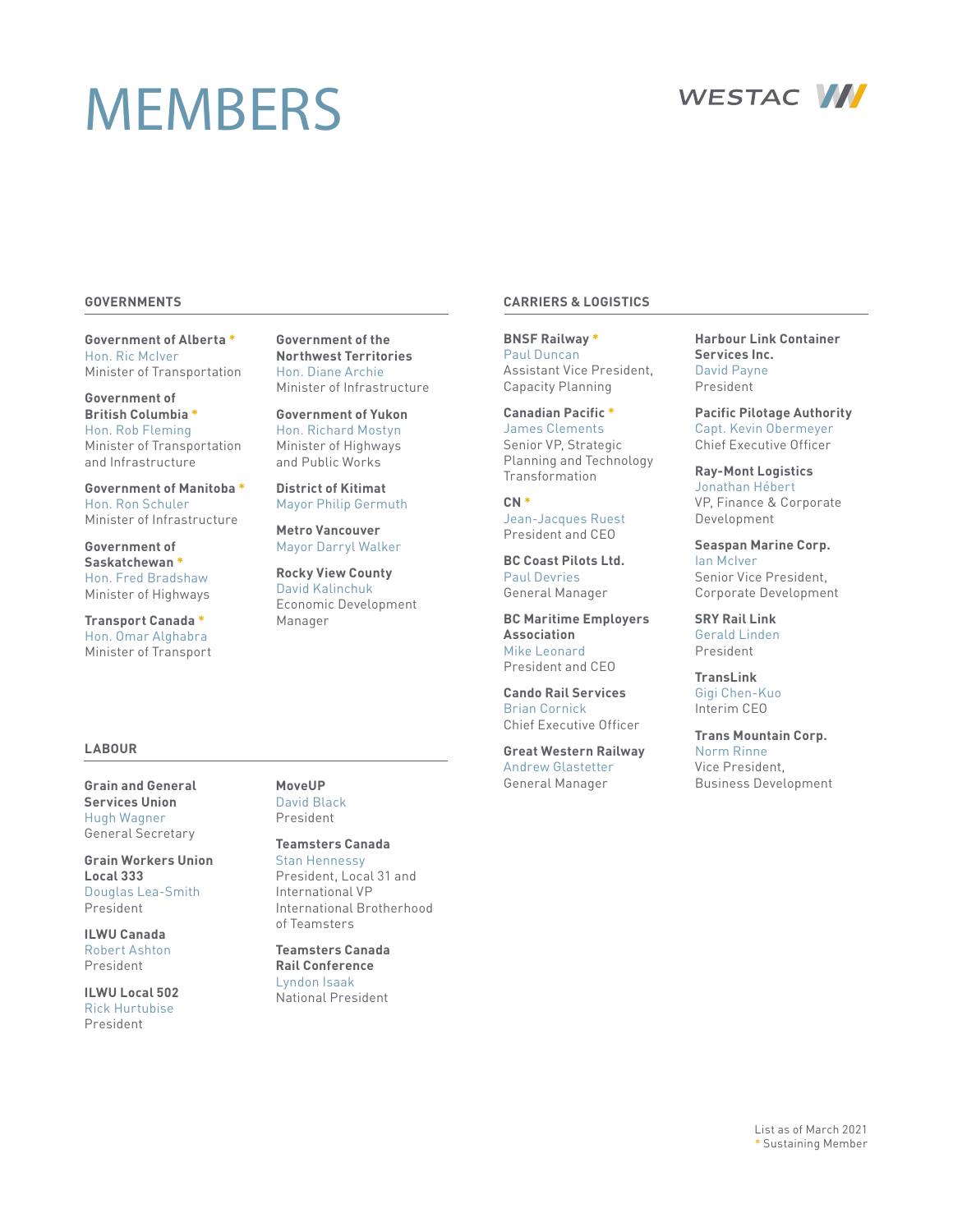# MEMBERS

WESTAC

## GOVERNMENTS

**Government of Alberta** *
Hon. Ric McIver
Minister of Transportation

**Government of British Columbia** *
Hon. Rob Fleming
Minister of Transportation and Infrastructure

**Government of Manitoba** *
Hon. Ron Schuler
Minister of Infrastructure

**Government of Saskatchewan** *
Hon. Fred Bradshaw
Minister of Highways

**Transport Canada** *
Hon. Omar Alghabra
Minister of Transport

**Government of the Northwest Territories**
Hon. Diane Archie
Minister of Infrastructure

**Government of Yukon**
Hon. Richard Mostyn
Minister of Highways and Public Works

**District of Kitimat**
Mayor Philip Germuth

**Metro Vancouver**
Mayor Darryl Walker

**Rocky View County**
David Kalinchuk
Economic Development Manager

## LABOUR

**Grain and General Services Union**
Hugh Wagner
General Secretary

**Grain Workers Union Local 333**
Douglas Lea-Smith
President

**ILWU Canada**
Robert Ashton
President

**ILWU Local 502**
Rick Hurtubise
President

**MoveUP**
David Black
President

**Teamsters Canada**
Stan Hennessy
President, Local 31 and International VP International Brotherhood of Teamsters

**Teamsters Canada Rail Conference**
Lyndon Isaak
National President

## CARRIERS & LOGISTICS

**BNSF Railway** *
Paul Duncan
Assistant Vice President, Capacity Planning

**Canadian Pacific** *
James Clements
Senior VP, Strategic Planning and Technology Transformation

**CN** *
Jean-Jacques Ruest
President and CEO

**BC Coast Pilots Ltd.**
Paul Devries
General Manager

**BC Maritime Employers Association**
Mike Leonard
President and CEO

**Cando Rail Services**
Brian Cornick
Chief Executive Officer

**Great Western Railway**
Andrew Glastetter
General Manager

**Harbour Link Container Services Inc.**
David Payne
President

**Pacific Pilotage Authority**
Capt. Kevin Obermeyer
Chief Executive Officer

**Ray-Mont Logistics**
Jonathan Hébert
VP, Finance & Corporate Development

**Seaspan Marine Corp.**
Ian McIver
Senior Vice President, Corporate Development

**SRY Rail Link**
Gerald Linden
President

**TransLink**
Gigi Chen-Kuo
Interim CEO

**Trans Mountain Corp.**
Norm Rinne
Vice President, Business Development

List as of March 2021
* Sustaining Member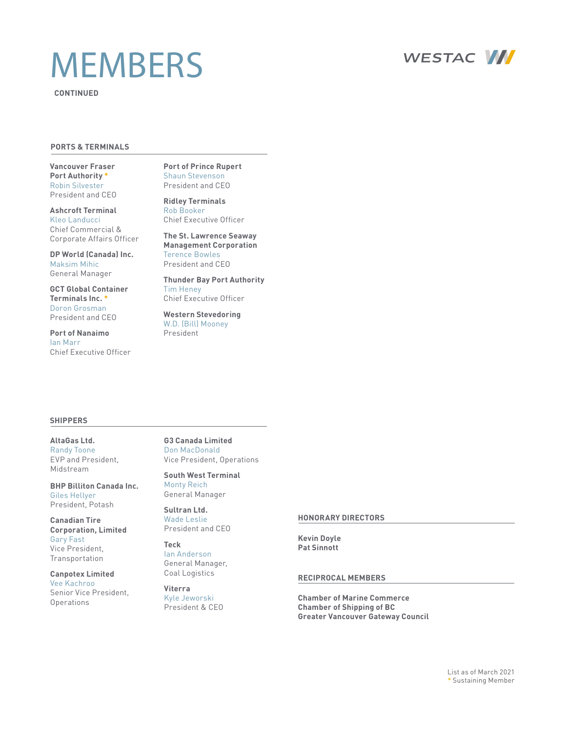# MEMBERS

**CONTINUED**

WESTAC

## PORTS & TERMINALS

**Vancouver Fraser Port Authority** *
Robin Silvester
President and CEO

**Ashcroft Terminal**
Kleo Landucci
Chief Commercial & Corporate Affairs Officer

**DP World (Canada) Inc.**
Maksim Mihic
General Manager

**GCT Global Container Terminals Inc.** *
Doron Grosman
President and CEO

**Port of Nanaimo**
Ian Marr
Chief Executive Officer

**Port of Prince Rupert**
Shaun Stevenson
President and CEO

**Ridley Terminals**
Rob Booker
Chief Executive Officer

**The St. Lawrence Seaway Management Corporation**
Terence Bowles
President and CEO

**Thunder Bay Port Authority**
Tim Heney
Chief Executive Officer

**Western Stevedoring**
W.D. (Bill) Mooney
President

## SHIPPERS

**AltaGas Ltd.**
Randy Toone
EVP and President, Midstream

**BHP Billiton Canada Inc.**
Giles Hellyer
President, Potash

**Canadian Tire Corporation, Limited**
Gary Fast
Vice President, Transportation

**Canpotex Limited**
Vee Kachroo
Senior Vice President, Operations

**G3 Canada Limited**
Don MacDonald
Vice President, Operations

**South West Terminal**
Monty Reich
General Manager

**Sultran Ltd.**
Wade Leslie
President and CEO

**Teck**
Ian Anderson
General Manager, Coal Logistics

**Viterra**
Kyle Jeworski
President & CEO

## HONORARY DIRECTORS

**Kevin Doyle**
**Pat Sinnott**

## RECIPROCAL MEMBERS

**Chamber of Marine Commerce**
**Chamber of Shipping of BC**
**Greater Vancouver Gateway Council**

List as of March 2021
* Sustaining Member